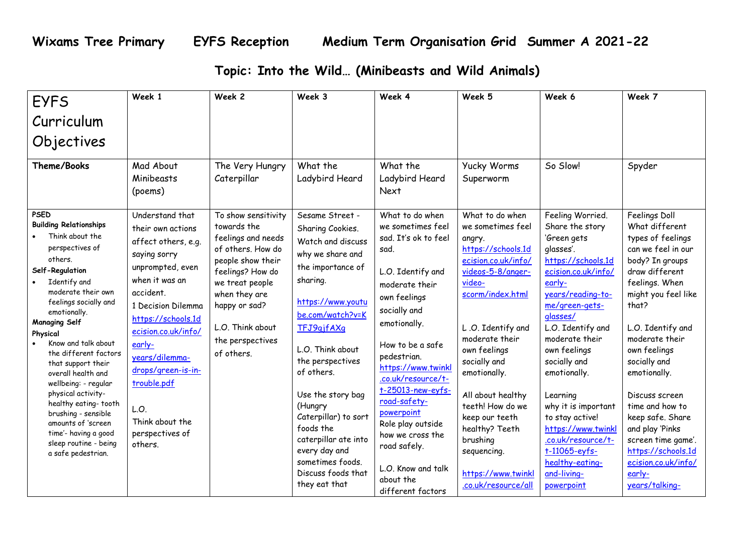# Wixams Tree Primary EYFS Reception Medium Term Organisation Grid Summer A 2021-22

## Topic: Into the Wild… (Minibeasts and Wild Animals)

| EYFS Curriculum Objectives | Week 1 | Week 2 | Week 3 | Week 4 | Week 5 | Week 6 | Week 7 |
|---|---|---|---|---|---|---|---|
| **Theme/Books** | Mad About Minibeasts (poems) | The Very Hungry Caterpillar | What the Ladybird Heard | What the Ladybird Heard Next | Yucky Worms Superworm | So Slow! | Spyder |
| **PSED**<br>**Building Relationships**<br>• Think about the perspectives of others.<br>**Self-Regulation**<br>• Identify and moderate their own feelings socially and emotionally.<br>**Managing Self**<br>**Physical**<br>• Know and talk about the different factors that support their overall health and wellbeing: - regular physical activity- healthy eating- tooth brushing - sensible amounts of 'screen time'- having a good sleep routine - being a safe pedestrian. | Understand that their own actions affect others, e.g. saying sorry unprompted, even when it was an accident.<br>1 Decision Dilemma https://schools.1decision.co.uk/info/early-years/dilemma-drops/green-is-in-trouble.pdf<br><br>L.O.<br>Think about the perspectives of others. | To show sensitivity towards the feelings and needs of others. How do people show their feelings? How do we treat people when they are happy or sad?<br><br>L.O. Think about the perspectives of others. | Sesame Street - Sharing Cookies. Watch and discuss why we share and the importance of sharing.<br><br>https://www.youtube.com/watch?v=KTFJ9qjfAXg<br><br>L.O. Think about the perspectives of others.<br><br>Use the story bag (Hungry Caterpillar) to sort foods the caterpillar ate into every day and sometimes foods. Discuss foods that they eat that | What to do when we sometimes feel sad. It's ok to feel sad.<br><br>L.O. Identify and moderate their own feelings socially and emotionally.<br><br>How to be a safe pedestrian.<br>https://www.twinkl.co.uk/resource/t-t-25013-new-eyfs-road-safety-powerpoint<br>Role play outside how we cross the road safely.<br><br>L.O. Know and talk about the different factors | What to do when we sometimes feel angry.<br>https://schools.1decision.co.uk/info/videos-5-8/anger-video-scorm/index.html<br><br>L .O. Identify and moderate their own feelings socially and emotionally.<br><br>All about healthy teeth! How do we keep our teeth healthy? Teeth brushing sequencing.<br><br>https://www.twinkl.co.uk/resource/all | Feeling Worried. Share the story 'Green gets glasses'.<br>https://schools.1decision.co.uk/info/early-years/reading-to-me/green-gets-glasses/<br>L.O. Identify and moderate their own feelings socially and emotionally.<br><br>Learning why it is important to stay active!<br>https://www.twinkl.co.uk/resource/t-t-11065-eyfs-healthy-eating-and-living-powerpoint | Feelings Doll<br>What different types of feelings can we feel in our body? In groups draw different feelings. When might you feel like that?<br><br>L.O. Identify and moderate their own feelings socially and emotionally.<br><br>Discuss screen time and how to keep safe. Share and play 'Pinks screen time game'.<br>https://schools.1decision.co.uk/info/early-years/talking- |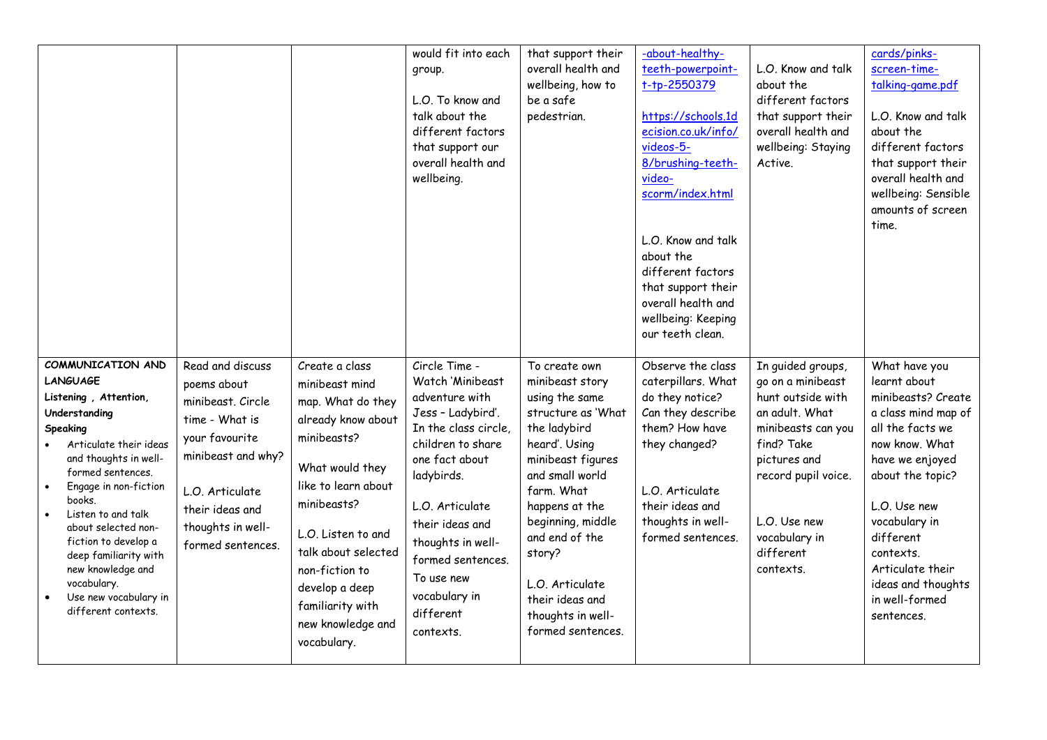|  |  |  | would fit into each group.<br><br>L.O. To know and talk about the different factors that support our overall health and wellbeing. | that support their overall health and wellbeing, how to be a safe pedestrian. | -about-healthy-teeth-powerpoint-t-tp-2550379<br><br>https://schools.1decision.co.uk/info/videos-5-8/brushing-teeth-video-scorm/index.html<br><br>L.O. Know and talk about the different factors that support their overall health and wellbeing: Keeping our teeth clean. | L.O. Know and talk about the different factors that support their overall health and wellbeing: Staying Active. | cards/pinks-screen-time-talking-game.pdf<br><br>L.O. Know and talk about the different factors that support their overall health and wellbeing: Sensible amounts of screen time. |
|---|---|---|---|---|---|---|---|
| **COMMUNICATION AND LANGUAGE**<br>**Listening , Attention, Understanding**<br>**Speaking**<br>• Articulate their ideas and thoughts in well-formed sentences.<br>• Engage in non-fiction books.<br>• Listen to and talk about selected non-fiction to develop a deep familiarity with new knowledge and vocabulary.<br>• Use new vocabulary in different contexts. | Read and discuss poems about minibeast. Circle time - What is your favourite minibeast and why?<br><br>L.O. Articulate their ideas and thoughts in well-formed sentences. | Create a class minibeast mind map. What do they already know about minibeasts?<br><br>What would they like to learn about minibeasts?<br><br>L.O. Listen to and talk about selected non-fiction to develop a deep familiarity with new knowledge and vocabulary. | Circle Time - Watch 'Minibeast adventure with Jess – Ladybird'. In the class circle, children to share one fact about ladybirds.<br><br>L.O. Articulate their ideas and thoughts in well-formed sentences. To use new vocabulary in different contexts. | To create own minibeast story using the same structure as 'What the ladybird heard'. Using minibeast figures and small world farm. What happens at the beginning, middle and end of the story?<br><br>L.O. Articulate their ideas and thoughts in well-formed sentences. | Observe the class caterpillars. What do they notice? Can they describe them? How have they changed?<br><br>L.O. Articulate their ideas and thoughts in well-formed sentences. | In guided groups, go on a minibeast hunt outside with an adult. What minibeasts can you find? Take pictures and record pupil voice.<br><br>L.O. Use new vocabulary in different contexts. | What have you learnt about minibeasts? Create a class mind map of all the facts we now know. What have we enjoyed about the topic?<br><br>L.O. Use new vocabulary in different contexts. Articulate their ideas and thoughts in well-formed sentences. |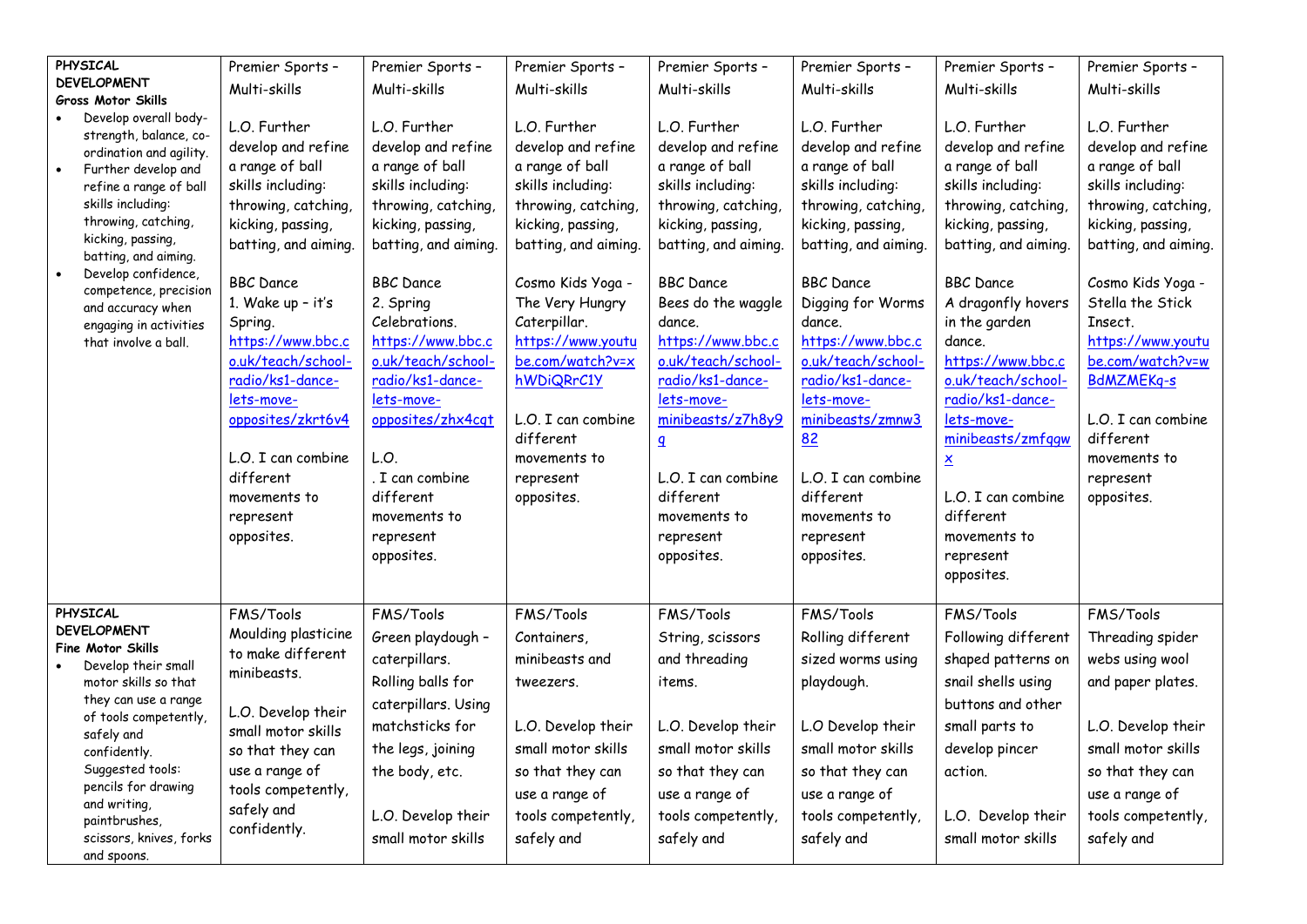| **PHYSICAL DEVELOPMENT** **Gross Motor Skills** • Develop overall body-strength, balance, co-ordination and agility. • Further develop and refine a range of ball skills including: throwing, catching, kicking, passing, batting, and aiming. • Develop confidence, competence, precision and accuracy when engaging in activities that involve a ball. | Premier Sports – Multi-skills<br><br>L.O. Further develop and refine a range of ball skills including: throwing, catching, kicking, passing, batting, and aiming.<br><br>BBC Dance 1. Wake up – it's Spring. https://www.bbc.co.uk/teach/school-radio/ks1-dance-lets-move-opposites/zkrt6v4<br><br>L.O. I can combine different movements to represent opposites. | Premier Sports – Multi-skills<br><br>L.O. Further develop and refine a range of ball skills including: throwing, catching, kicking, passing, batting, and aiming.<br><br>BBC Dance 2. Spring Celebrations. https://www.bbc.co.uk/teach/school-radio/ks1-dance-lets-move-opposites/zhx4cgt<br><br>L.O. . I can combine different movements to represent opposites. | Premier Sports – Multi-skills<br><br>L.O. Further develop and refine a range of ball skills including: throwing, catching, kicking, passing, batting, and aiming.<br><br>Cosmo Kids Yoga - The Very Hungry Caterpillar. https://www.youtube.com/watch?v=xhWDiQRrC1Y<br><br>L.O. I can combine different movements to represent opposites. | Premier Sports – Multi-skills<br><br>L.O. Further develop and refine a range of ball skills including: throwing, catching, kicking, passing, batting, and aiming.<br><br>BBC Dance Bees do the waggle dance. https://www.bbc.co.uk/teach/school-radio/ks1-dance-lets-move-minibeasts/z7h8y9q<br><br>L.O. I can combine different movements to represent opposites. | Premier Sports – Multi-skills<br><br>L.O. Further develop and refine a range of ball skills including: throwing, catching, kicking, passing, batting, and aiming.<br><br>BBC Dance Digging for Worms dance. https://www.bbc.co.uk/teach/school-radio/ks1-dance-lets-move-minibeasts/zmnw382<br><br>L.O. I can combine different movements to represent opposites. | Premier Sports – Multi-skills<br><br>L.O. Further develop and refine a range of ball skills including: throwing, catching, kicking, passing, batting, and aiming.<br><br>BBC Dance A dragonfly hovers in the garden dance. https://www.bbc.co.uk/teach/school-radio/ks1-dance-lets-move-minibeasts/zmfqgwx<br><br>L.O. I can combine different movements to represent opposites. | Premier Sports – Multi-skills<br><br>L.O. Further develop and refine a range of ball skills including: throwing, catching, kicking, passing, batting, and aiming.<br><br>Cosmo Kids Yoga - Stella the Stick Insect. https://www.youtube.com/watch?v=wBdMZMEKq-s<br><br>L.O. I can combine different movements to represent opposites. |
|---|---|---|---|---|---|---|---|
| **PHYSICAL DEVELOPMENT** **Fine Motor Skills** • Develop their small motor skills so that they can use a range of tools competently, safely and confidently. Suggested tools: pencils for drawing and writing, paintbrushes, scissors, knives, forks and spoons. | FMS/Tools Moulding plasticine to make different minibeasts.<br><br>L.O. Develop their small motor skills so that they can use a range of tools competently, safely and confidently. | FMS/Tools Green playdough – caterpillars. Rolling balls for caterpillars. Using matchsticks for the legs, joining the body, etc.<br><br>L.O. Develop their small motor skills | FMS/Tools Containers, minibeasts and tweezers.<br><br>L.O. Develop their small motor skills so that they can use a range of tools competently, safely and | FMS/Tools String, scissors and threading items.<br><br>L.O. Develop their small motor skills so that they can use a range of tools competently, safely and | FMS/Tools Rolling different sized worms using playdough.<br><br>L.O Develop their small motor skills so that they can use a range of tools competently, safely and | FMS/Tools Following different shaped patterns on snail shells using buttons and other small parts to develop pincer action.<br><br>L.O. Develop their small motor skills | FMS/Tools Threading spider webs using wool and paper plates.<br><br>L.O. Develop their small motor skills so that they can use a range of tools competently, safely and |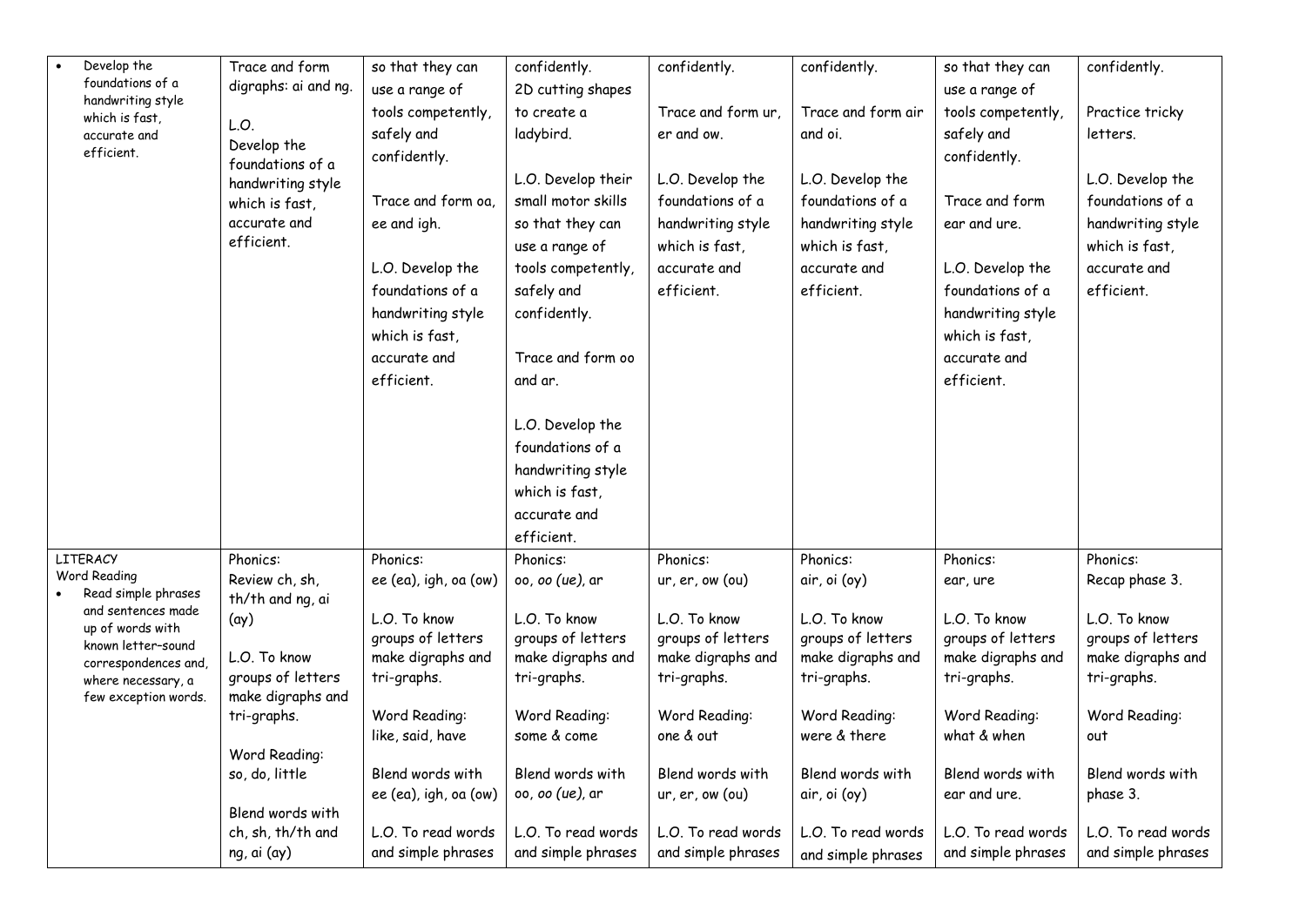| | | | | | | | |
|---|---|---|---|---|---|---|---|
| • Develop the foundations of a handwriting style which is fast, accurate and efficient. | Trace and form digraphs: ai and ng.<br><br>L.O. Develop the foundations of a handwriting style which is fast, accurate and efficient. | so that they can use a range of tools competently, safely and confidently.<br><br>Trace and form oa, ee and igh.<br><br>L.O. Develop the foundations of a handwriting style which is fast, accurate and efficient. | confidently. 2D cutting shapes to create a ladybird.<br><br>L.O. Develop their small motor skills so that they can use a range of tools competently, safely and confidently.<br><br>Trace and form oo and ar.<br><br>L.O. Develop the foundations of a handwriting style which is fast, accurate and efficient. | confidently.<br><br>Trace and form ur, er and ow.<br><br>L.O. Develop the foundations of a handwriting style which is fast, accurate and efficient. | confidently.<br><br>Trace and form air and oi.<br><br>L.O. Develop the foundations of a handwriting style which is fast, accurate and efficient. | so that they can use a range of tools competently, safely and confidently.<br><br>Trace and form ear and ure.<br><br>L.O. Develop the foundations of a handwriting style which is fast, accurate and efficient. | confidently.<br><br>Practice tricky letters.<br><br>L.O. Develop the foundations of a handwriting style which is fast, accurate and efficient. |
| LITERACY<br>Word Reading<br>• Read simple phrases and sentences made up of words with known letter–sound correspondences and, where necessary, a few exception words. | Phonics:<br>Review ch, sh, th/th and ng, ai (ay)<br><br>L.O. To know groups of letters make digraphs and tri-graphs.<br><br>Word Reading:<br>so, do, little<br><br>Blend words with ch, sh, th/th and ng, ai (ay) | Phonics:<br>ee (ea), igh, oa (ow)<br><br>L.O. To know groups of letters make digraphs and tri-graphs.<br><br>Word Reading:<br>like, said, have<br><br>Blend words with ee (ea), igh, oa (ow)<br><br>L.O. To read words and simple phrases | Phonics:<br>oo, *oo (ue)*, ar<br><br>L.O. To know groups of letters make digraphs and tri-graphs.<br><br>Word Reading:<br>some & come<br><br>Blend words with oo, *oo (ue)*, ar<br><br>L.O. To read words and simple phrases | Phonics:<br>ur, er, ow (ou)<br><br>L.O. To know groups of letters make digraphs and tri-graphs.<br><br>Word Reading:<br>one & out<br><br>Blend words with ur, er, ow (ou)<br><br>L.O. To read words and simple phrases | Phonics:<br>air, oi (oy)<br><br>L.O. To know groups of letters make digraphs and tri-graphs.<br><br>Word Reading:<br>were & there<br><br>Blend words with air, oi (oy)<br><br>L.O. To read words and simple phrases | Phonics:<br>ear, ure<br><br>L.O. To know groups of letters make digraphs and tri-graphs.<br><br>Word Reading:<br>what & when<br><br>Blend words with ear and ure.<br><br>L.O. To read words and simple phrases | Phonics:<br>Recap phase 3.<br><br>L.O. To know groups of letters make digraphs and tri-graphs.<br><br>Word Reading:<br>out<br><br>Blend words with phase 3.<br><br>L.O. To read words and simple phrases |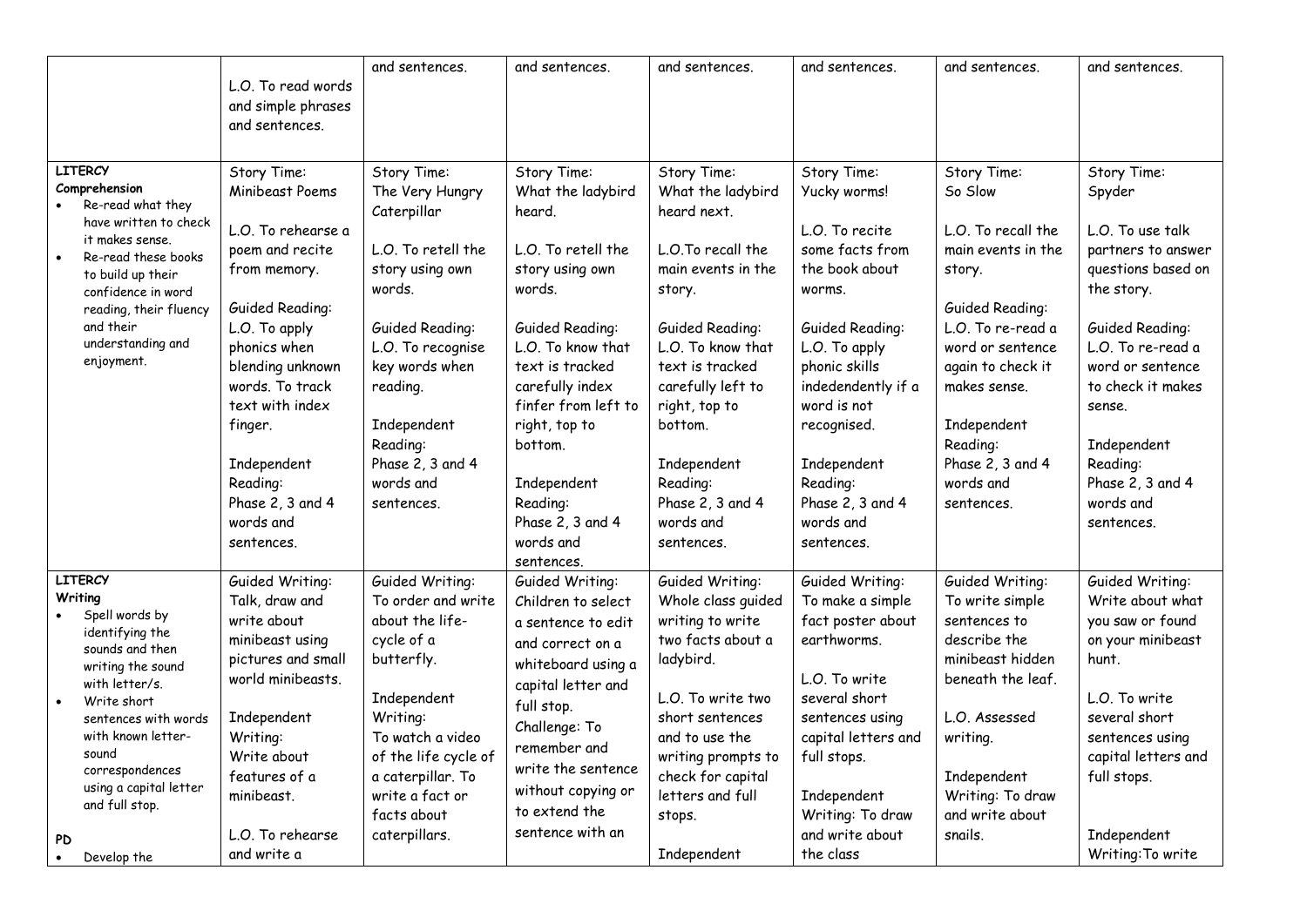| | | | | | | | |
|---|---|---|---|---|---|---|---|
| | L.O. To read words and simple phrases and sentences. | and sentences. | and sentences. | and sentences. | and sentences. | and sentences. | and sentences. |
| **LITERCY Comprehension**<br>• Re-read what they have written to check it makes sense.<br>• Re-read these books to build up their confidence in word reading, their fluency and their understanding and enjoyment. | Story Time: Minibeast Poems<br><br>L.O. To rehearse a poem and recite from memory.<br><br>Guided Reading: L.O. To apply phonics when blending unknown words. To track text with index finger.<br><br>Independent Reading: Phase 2, 3 and 4 words and sentences. | Story Time: The Very Hungry Caterpillar<br><br>L.O. To retell the story using own words.<br><br>Guided Reading: L.O. To recognise key words when reading.<br><br>Independent Reading: Phase 2, 3 and 4 words and sentences. | Story Time: What the ladybird heard.<br><br>L.O. To retell the story using own words.<br><br>Guided Reading: L.O. To know that text is tracked carefully index finfer from left to right, top to bottom.<br><br>Independent Reading: Phase 2, 3 and 4 words and sentences. | Story Time: What the ladybird heard next.<br><br>L.O.To recall the main events in the story.<br><br>Guided Reading: L.O. To know that text is tracked carefully left to right, top to bottom.<br><br>Independent Reading: Phase 2, 3 and 4 words and sentences. | Story Time: Yucky worms!<br><br>L.O. To recite some facts from the book about worms.<br><br>Guided Reading: L.O. To apply phonic skills indedendently if a word is not recognised.<br><br>Independent Reading: Phase 2, 3 and 4 words and sentences. | Story Time: So Slow<br><br>L.O. To recall the main events in the story.<br><br>Guided Reading: L.O. To re-read a word or sentence again to check it makes sense.<br><br>Independent Reading: Phase 2, 3 and 4 words and sentences. | Story Time: Spyder<br><br>L.O. To use talk partners to answer questions based on the story.<br><br>Guided Reading: L.O. To re-read a word or sentence to check it makes sense.<br><br>Independent Reading: Phase 2, 3 and 4 words and sentences. |
| **LITERCY Writing**<br>• Spell words by identifying the sounds and then writing the sound with letter/s.<br>• Write short sentences with words with known letter-sound correspondences using a capital letter and full stop.<br><br>**PD**<br>• Develop the | Guided Writing: Talk, draw and write about minibeast using pictures and small world minibeasts.<br><br>Independent Writing: Write about features of a minibeast.<br><br>L.O. To rehearse and write a | Guided Writing: To order and write about the life-cycle of a butterfly.<br><br>Independent Writing: To watch a video of the life cycle of a caterpillar. To write a fact or facts about caterpillars. | Guided Writing: Children to select a sentence to edit and correct on a whiteboard using a capital letter and full stop.<br>Challenge: To remember and write the sentence without copying or to extend the sentence with an | Guided Writing: Whole class guided writing to write two facts about a ladybird.<br><br>L.O. To write two short sentences and to use the writing prompts to check for capital letters and full stops.<br><br>Independent | Guided Writing: To make a simple fact poster about earthworms.<br><br>L.O. To write several short sentences using capital letters and full stops.<br><br>Independent Writing: To draw and write about the class | Guided Writing: To write simple sentences to describe the minibeast hidden beneath the leaf.<br><br>L.O. Assessed writing.<br><br>Independent Writing: To draw and write about snails. | Guided Writing: Write about what you saw or found on your minibeast hunt.<br><br>L.O. To write several short sentences using capital letters and full stops.<br><br>Independent Writing:To write |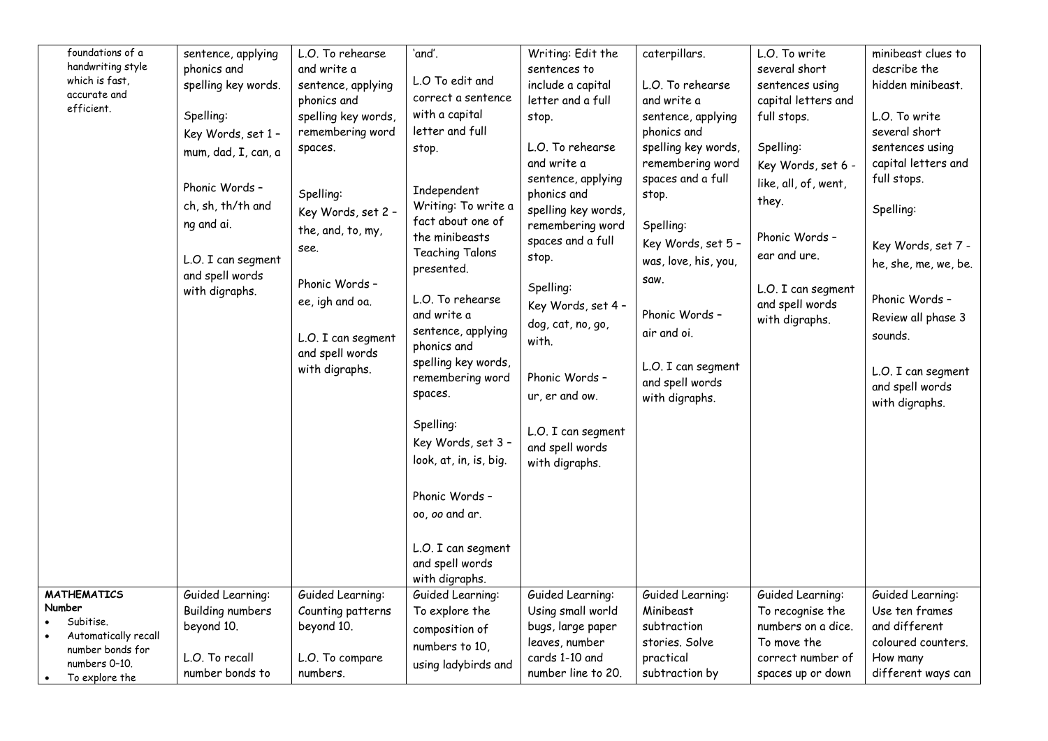| | | | | | | | |
|---|---|---|---|---|---|---|---|
| foundations of a handwriting style which is fast, accurate and efficient. | sentence, applying phonics and spelling key words.<br><br>Spelling:<br>Key Words, set 1 – mum, dad, I, can, a<br><br>Phonic Words – ch, sh, th/th and ng and ai.<br><br>L.O. I can segment and spell words with digraphs. | L.O. To rehearse and write a sentence, applying phonics and spelling key words, remembering word spaces.<br><br>Spelling:<br>Key Words, set 2 – the, and, to, my, see.<br><br>Phonic Words – ee, igh and oa.<br><br>L.O. I can segment and spell words with digraphs. | 'and'.<br><br>L.O To edit and correct a sentence with a capital letter and full stop.<br><br>Independent Writing: To write a fact about one of the minibeasts Teaching Talons presented.<br><br>L.O. To rehearse and write a sentence, applying phonics and spelling key words, remembering word spaces.<br><br>Spelling:<br>Key Words, set 3 – look, at, in, is, big.<br><br>Phonic Words – oo, *oo* and ar.<br><br>L.O. I can segment and spell words with digraphs. | Writing: Edit the sentences to include a capital letter and a full stop.<br><br>L.O. To rehearse and write a sentence, applying phonics and spelling key words, remembering word spaces and a full stop.<br><br>Spelling:<br>Key Words, set 4 – dog, cat, no, go, with.<br><br>Phonic Words – ur, er and ow.<br><br>L.O. I can segment and spell words with digraphs. | caterpillars.<br><br>L.O. To rehearse and write a sentence, applying phonics and spelling key words, remembering word spaces and a full stop.<br><br>Spelling:<br>Key Words, set 5 – was, love, his, you, saw.<br><br>Phonic Words – air and oi.<br><br>L.O. I can segment and spell words with digraphs. | L.O. To write several short sentences using capital letters and full stops.<br><br>Spelling:<br>Key Words, set 6 - like, all, of, went, they.<br><br>Phonic Words – ear and ure.<br><br>L.O. I can segment and spell words with digraphs. | minibeast clues to describe the hidden minibeast.<br><br>L.O. To write several short sentences using capital letters and full stops.<br><br>Spelling:<br><br>Key Words, set 7 - he, she, me, we, be.<br><br>Phonic Words – Review all phase 3 sounds.<br><br>L.O. I can segment and spell words with digraphs. |
| **MATHEMATICS**<br>**Number**<br>• Subitise.<br>• Automatically recall number bonds for numbers 0–10.<br>• To explore the | Guided Learning: Building numbers beyond 10.<br><br>L.O. To recall number bonds to | Guided Learning: Counting patterns beyond 10.<br><br>L.O. To compare numbers. | Guided Learning: To explore the composition of numbers to 10, using ladybirds and | Guided Learning: Using small world bugs, large paper leaves, number cards 1-10 and number line to 20. | Guided Learning: Minibeast subtraction stories. Solve practical subtraction by | Guided Learning: To recognise the numbers on a dice. To move the correct number of spaces up or down | Guided Learning: Use ten frames and different coloured counters. How many different ways can |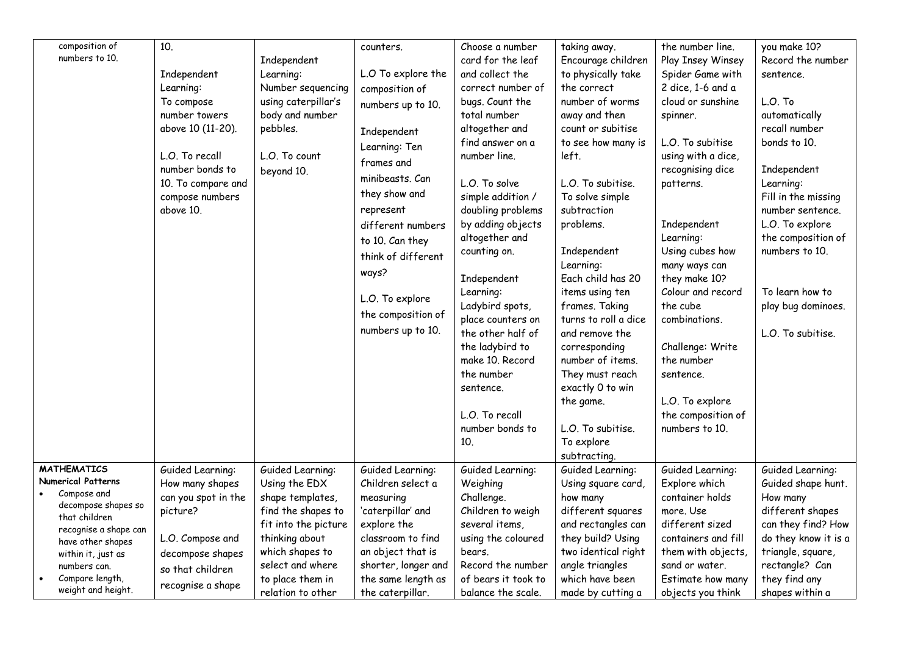| composition of numbers to 10. | 10.<br><br>Independent Learning:<br>To compose number towers above 10 (11-20).<br><br>L.O. To recall number bonds to 10. To compare and compose numbers above 10. | Independent Learning:<br>Number sequencing using caterpillar's body and number pebbles.<br><br>L.O. To count beyond 10. | counters.<br><br>L.O To explore the composition of numbers up to 10.<br><br>Independent Learning: Ten frames and minibeasts. Can they show and represent different numbers to 10. Can they think of different ways?<br><br>L.O. To explore the composition of numbers up to 10. | Choose a number card for the leaf and collect the correct number of bugs. Count the total number altogether and find answer on a number line.<br><br>L.O. To solve simple addition / doubling problems by adding objects altogether and counting on.<br><br>Independent Learning:<br>Ladybird spots, place counters on the other half of the ladybird to make 10. Record the number sentence.<br><br>L.O. To recall number bonds to 10. | taking away. Encourage children to physically take the correct number of worms away and then count or subitise to see how many is left.<br><br>L.O. To subitise. To solve simple subtraction problems.<br><br>Independent Learning:<br>Each child has 20 items using ten frames. Taking turns to roll a dice and remove the corresponding number of items. They must reach exactly 0 to win the game.<br><br>L.O. To subitise. To explore subtracting. | the number line. Play Insey Winsey Spider Game with 2 dice, 1-6 and a cloud or sunshine spinner.<br><br>L.O. To subitise using with a dice, recognising dice patterns.<br><br>Independent Learning:<br>Using cubes how many ways can they make 10? Colour and record the cube combinations.<br><br>Challenge: Write the number sentence.<br><br>L.O. To explore the composition of numbers to 10. | you make 10? Record the number sentence.<br><br>L.O. To automatically recall number bonds to 10.<br><br>Independent Learning:<br>Fill in the missing number sentence.<br>L.O. To explore the composition of numbers to 10.<br><br>To learn how to play bug dominoes.<br><br>L.O. To subitise. |
|---|---|---|---|---|---|---|---|
| **MATHEMATICS**<br>**Numerical Patterns**<br>• Compose and decompose shapes so that children recognise a shape can have other shapes within it, just as numbers can.<br>• Compare length, weight and height. | Guided Learning:<br>How many shapes can you spot in the picture?<br><br>L.O. Compose and decompose shapes so that children recognise a shape | Guided Learning:<br>Using the EDX shape templates, find the shapes to fit into the picture thinking about which shapes to select and where to place them in relation to other | Guided Learning:<br>Children select a measuring 'caterpillar' and explore the classroom to find an object that is shorter, longer and the same length as the caterpillar. | Guided Learning:<br>Weighing Challenge.<br>Children to weigh several items, using the coloured bears.<br>Record the number of bears it took to balance the scale. | Guided Learning:<br>Using square card, how many different squares and rectangles can they build? Using two identical right angle triangles which have been made by cutting a | Guided Learning:<br>Explore which container holds more. Use different sized containers and fill them with objects, sand or water. Estimate how many objects you think | Guided Learning:<br>Guided shape hunt. How many different shapes can they find? How do they know it is a triangle, square, rectangle? Can they find any shapes within a |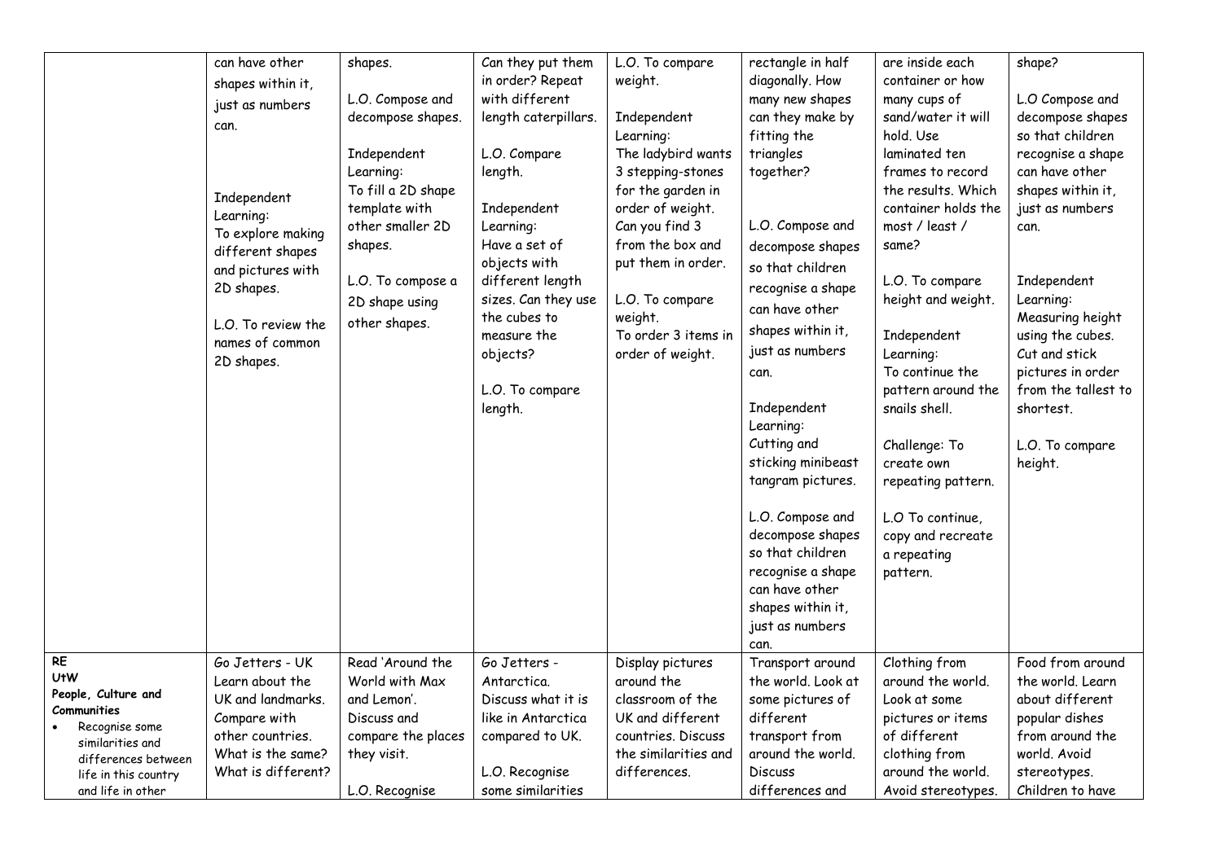| | | | | | | | |
|---|---|---|---|---|---|---|---|
| | can have other shapes within it, just as numbers can.<br><br>Independent Learning:<br>To explore making different shapes and pictures with 2D shapes.<br><br>L.O. To review the names of common 2D shapes. | shapes.<br><br>L.O. Compose and decompose shapes.<br><br>Independent Learning:<br>To fill a 2D shape template with other smaller 2D shapes.<br><br>L.O. To compose a 2D shape using other shapes. | Can they put them in order? Repeat with different length caterpillars.<br><br>L.O. Compare length.<br><br>Independent Learning:<br>Have a set of objects with different length sizes. Can they use the cubes to measure the objects?<br><br>L.O. To compare length. | L.O. To compare weight.<br><br>Independent Learning:<br>The ladybird wants 3 stepping-stones for the garden in order of weight. Can you find 3 from the box and put them in order.<br><br>L.O. To compare weight.<br>To order 3 items in order of weight. | rectangle in half diagonally. How many new shapes can they make by fitting the triangles together?<br><br>L.O. Compose and decompose shapes so that children recognise a shape can have other shapes within it, just as numbers can.<br><br>Independent Learning:<br>Cutting and sticking minibeast tangram pictures.<br><br>L.O. Compose and decompose shapes so that children recognise a shape can have other shapes within it, just as numbers can. | are inside each container or how many cups of sand/water it will hold. Use laminated ten frames to record the results. Which container holds the most / least / same?<br><br>L.O. To compare height and weight.<br><br>Independent Learning:<br>To continue the pattern around the snails shell.<br><br>Challenge: To create own repeating pattern.<br><br>L.O To continue, copy and recreate a repeating pattern. | shape?<br><br>L.O Compose and decompose shapes so that children recognise a shape can have other shapes within it, just as numbers can.<br><br>Independent Learning:<br>Measuring height using the cubes. Cut and stick pictures in order from the tallest to shortest.<br><br>L.O. To compare height. |
| **RE**<br>**UtW**<br>**People, Culture and Communities**<br>• Recognise some similarities and differences between life in this country and life in other | Go Jetters - UK<br>Learn about the UK and landmarks. Compare with other countries. What is the same? What is different? | Read 'Around the World with Max and Lemon'. Discuss and compare the places they visit.<br><br>L.O. Recognise | Go Jetters - Antarctica.<br>Discuss what it is like in Antarctica compared to UK.<br><br>L.O. Recognise some similarities | Display pictures around the classroom of the UK and different countries. Discuss the similarities and differences. | Transport around the world. Look at some pictures of different transport from around the world. Discuss differences and | Clothing from around the world. Look at some pictures or items of different clothing from around the world. Avoid stereotypes. | Food from around the world. Learn about different popular dishes from around the world. Avoid stereotypes. Children to have |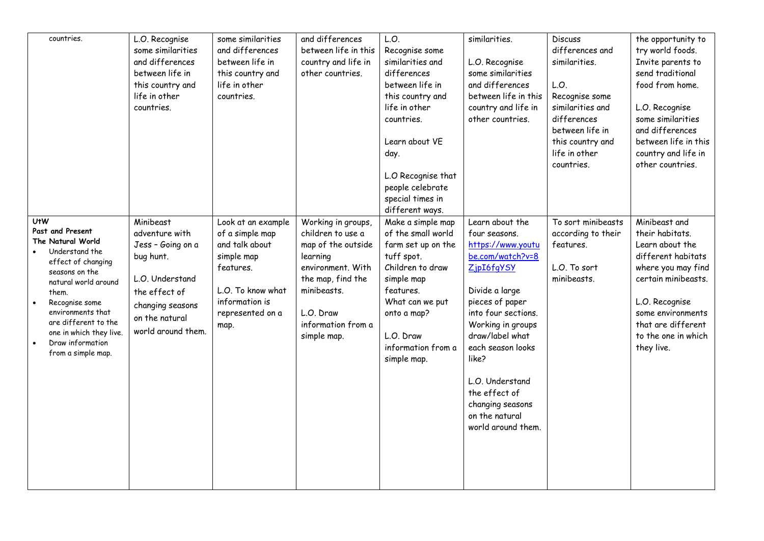| | | | | | | | |
|---|---|---|---|---|---|---|---|
| countries. | L.O. Recognise some similarities and differences between life in this country and life in other countries. | some similarities and differences between life in this country and life in other countries. | and differences between life in this country and life in other countries. | L.O.<br>Recognise some similarities and differences between life in this country and life in other countries.<br><br>Learn about VE day.<br><br>L.O Recognise that people celebrate special times in different ways. | similarities.<br><br>L.O. Recognise some similarities and differences between life in this country and life in other countries. | Discuss differences and similarities.<br><br>L.O.<br>Recognise some similarities and differences between life in this country and life in other countries. | the opportunity to try world foods. Invite parents to send traditional food from home.<br><br>L.O. Recognise some similarities and differences between life in this country and life in other countries. |
| **UtW**<br>**Past and Present**<br>**The Natural World**<br>• Understand the effect of changing seasons on the natural world around them.<br>• Recognise some environments that are different to the one in which they live.<br>• Draw information from a simple map. | Minibeast adventure with Jess – Going on a bug hunt.<br><br>L.O. Understand the effect of changing seasons on the natural world around them. | Look at an example of a simple map and talk about simple map features.<br><br>L.O. To know what information is represented on a map. | Working in groups, children to use a map of the outside learning environment. With the map, find the minibeasts.<br><br>L.O. Draw information from a simple map. | Make a simple map of the small world farm set up on the tuff spot. Children to draw simple map features. What can we put onto a map?<br><br>L.O. Draw information from a simple map. | Learn about the four seasons. https://www.youtube.com/watch?v=8ZjpI6fgYSY<br><br>Divide a large pieces of paper into four sections. Working in groups draw/label what each season looks like?<br><br>L.O. Understand the effect of changing seasons on the natural world around them. | To sort minibeasts according to their features.<br><br>L.O. To sort minibeasts. | Minibeast and their habitats. Learn about the different habitats where you may find certain minibeasts.<br><br>L.O. Recognise some environments that are different to the one in which they live. |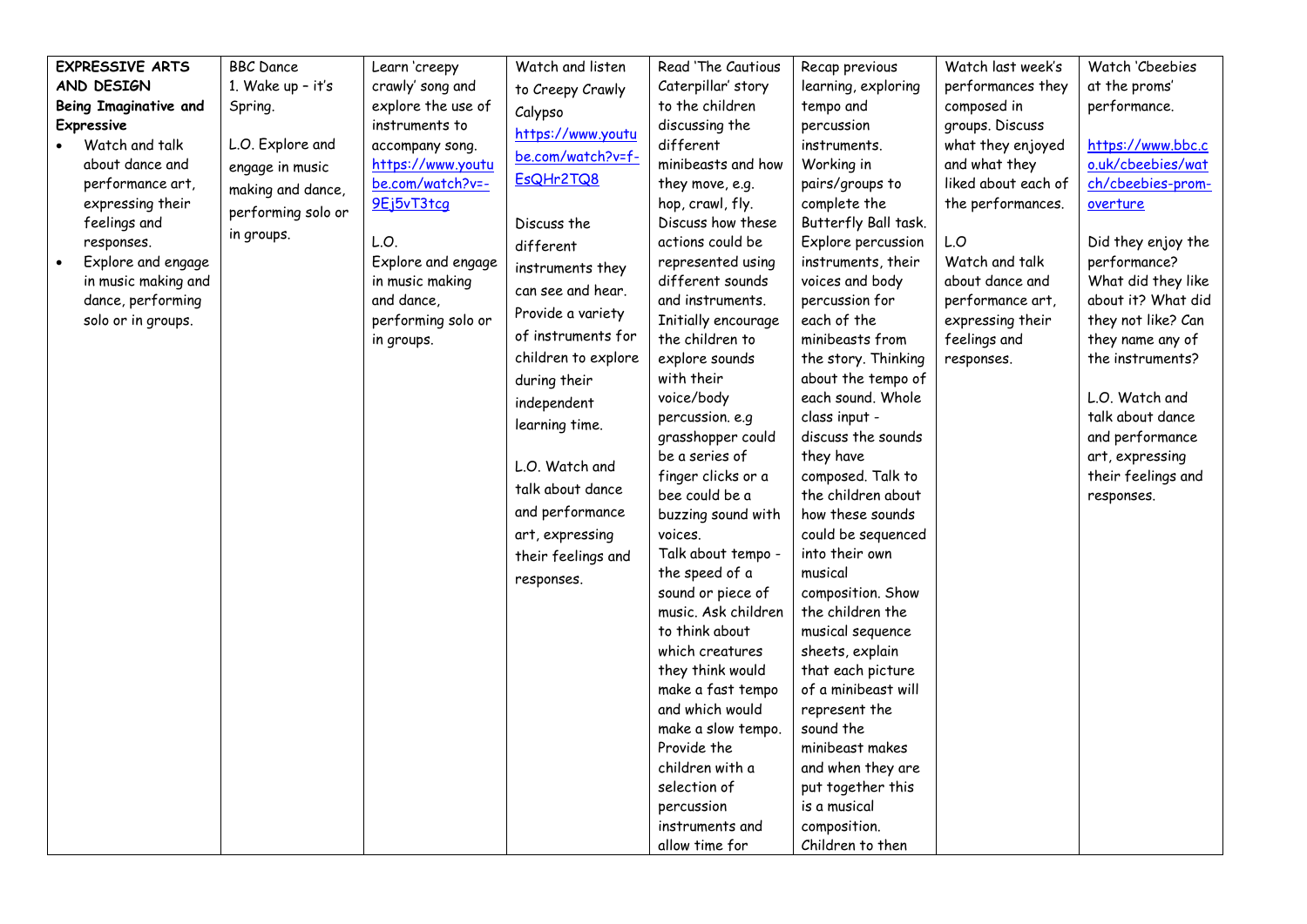| **EXPRESSIVE ARTS AND DESIGN** **Being Imaginative and Expressive** <br>• Watch and talk about dance and performance art, expressing their feelings and responses. <br>• Explore and engage in music making and dance, performing solo or in groups. | BBC Dance <br>1. Wake up – it's Spring. <br><br>L.O. Explore and engage in music making and dance, performing solo or in groups. | Learn 'creepy crawly' song and explore the use of instruments to accompany song. https://www.youtube.com/watch?v=-9Ej5vT3tcg <br><br>L.O. <br>Explore and engage in music making and dance, performing solo or in groups. | Watch and listen to Creepy Crawly Calypso https://www.youtube.com/watch?v=f-EsQHr2TQ8 <br><br>Discuss the different instruments they can see and hear. Provide a variety of instruments for children to explore during their independent learning time. <br><br>L.O. Watch and talk about dance and performance art, expressing their feelings and responses. | Read 'The Cautious Caterpillar' story to the children discussing the different minibeasts and how they move, e.g. hop, crawl, fly. Discuss how these actions could be represented using different sounds and instruments. Initially encourage the children to explore sounds with their voice/body percussion. e.g grasshopper could be a series of finger clicks or a bee could be a buzzing sound with voices. Talk about tempo - the speed of a sound or piece of music. Ask children to think about which creatures they think would make a fast tempo and which would make a slow tempo. Provide the children with a selection of percussion instruments and allow time for | Recap previous learning, exploring tempo and percussion instruments. Working in pairs/groups to complete the Butterfly Ball task. Explore percussion instruments, their voices and body percussion for each of the minibeasts from the story. Thinking about the tempo of each sound. Whole class input - discuss the sounds they have composed. Talk to the children about how these sounds could be sequenced into their own musical composition. Show the children the musical sequence sheets, explain that each picture of a minibeast will represent the sound the minibeast makes and when they are put together this is a musical composition. Children to then | Watch last week's performances they composed in groups. Discuss what they enjoyed and what they liked about each of the performances. <br><br>L.O <br>Watch and talk about dance and performance art, expressing their feelings and responses. | Watch 'Cbeebies at the proms' performance. <br><br>https://www.bbc.co.uk/cbeebies/watch/cbeebies-prom-overture <br><br>Did they enjoy the performance? What did they like about it? What did they not like? Can they name any of the instruments? <br><br>L.O. Watch and talk about dance and performance art, expressing their feelings and responses. |
|---|---|---|---|---|---|---|---|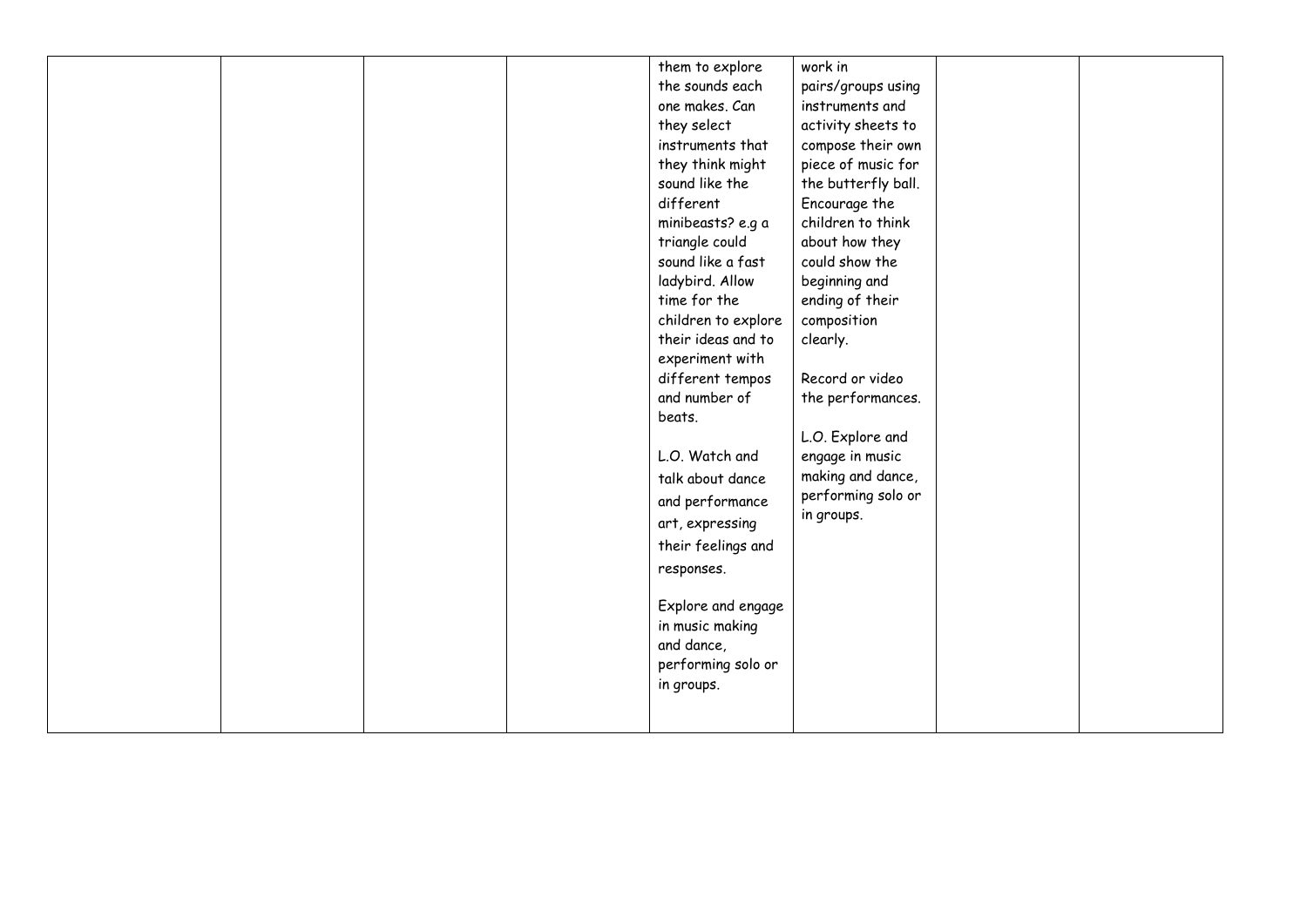| | | | | | | | |
|---|---|---|---|---|---|---|---|
| | | | | them to explore the sounds each one makes. Can they select instruments that they think might sound like the different minibeasts? e.g a triangle could sound like a fast ladybird. Allow time for the children to explore their ideas and to experiment with different tempos and number of beats.<br><br>L.O. Watch and talk about dance and performance art, expressing their feelings and responses.<br><br>Explore and engage in music making and dance, performing solo or in groups. | work in pairs/groups using instruments and activity sheets to compose their own piece of music for the butterfly ball. Encourage the children to think about how they could show the beginning and ending of their composition clearly.<br><br>Record or video the performances.<br><br>L.O. Explore and engage in music making and dance, performing solo or in groups. | | |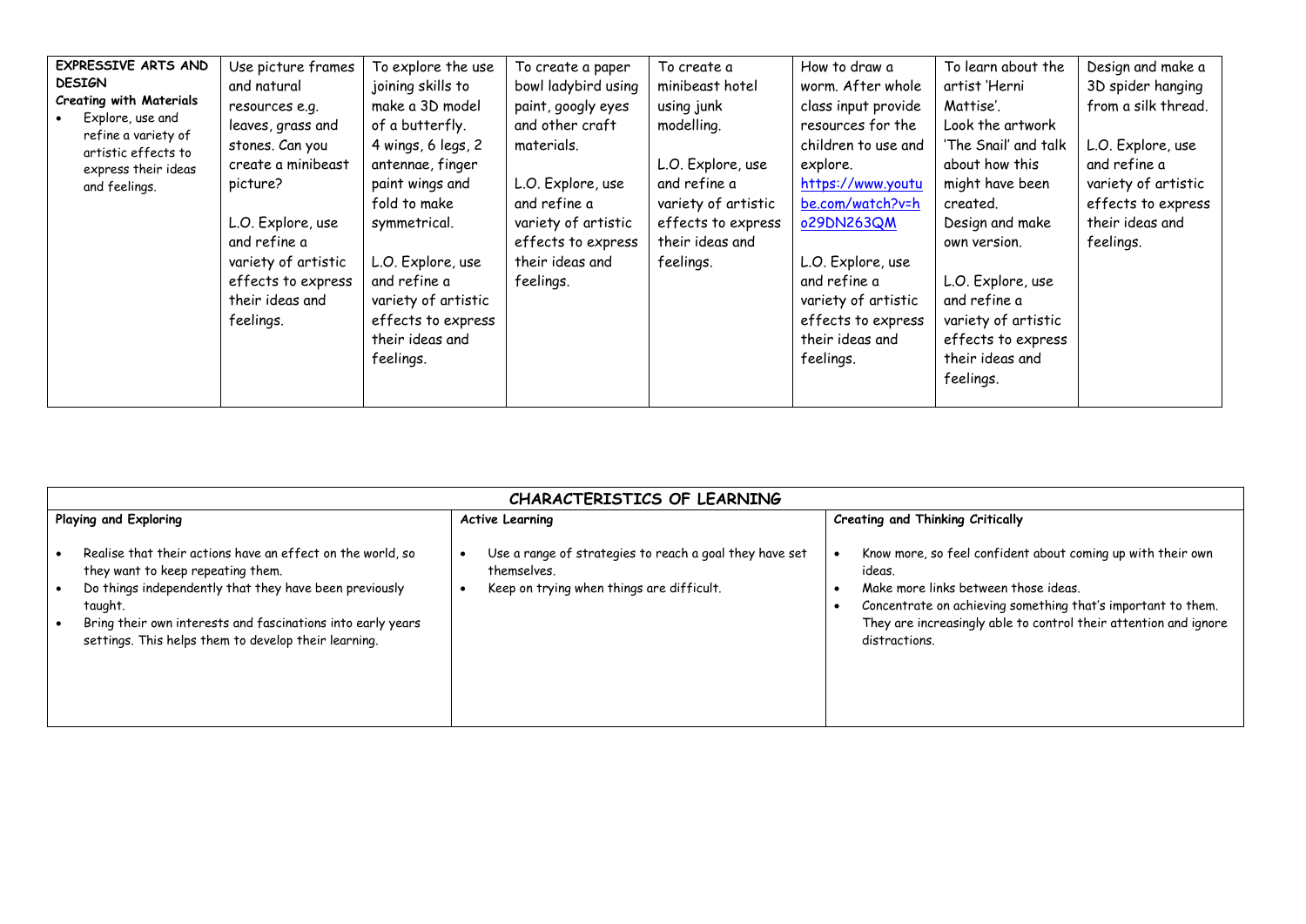| | | | | | | | |
|---|---|---|---|---|---|---|---|
| **EXPRESSIVE ARTS AND DESIGN**<br>**Creating with Materials**<br>• Explore, use and refine a variety of artistic effects to express their ideas and feelings. | Use picture frames and natural resources e.g. leaves, grass and stones. Can you create a minibeast picture?<br><br>L.O. Explore, use and refine a variety of artistic effects to express their ideas and feelings. | To explore the use joining skills to make a 3D model of a butterfly. 4 wings, 6 legs, 2 antennae, finger paint wings and fold to make symmetrical.<br><br>L.O. Explore, use and refine a variety of artistic effects to express their ideas and feelings. | To create a paper bowl ladybird using paint, googly eyes and other craft materials.<br><br>L.O. Explore, use and refine a variety of artistic effects to express their ideas and feelings. | To create a minibeast hotel using junk modelling.<br><br>L.O. Explore, use and refine a variety of artistic effects to express their ideas and feelings. | How to draw a worm. After whole class input provide resources for the children to use and explore. https://www.youtube.com/watch?v=ho29DN263QM<br><br>L.O. Explore, use and refine a variety of artistic effects to express their ideas and feelings. | To learn about the artist 'Herni Mattise'. Look the artwork 'The Snail' and talk about how this might have been created. Design and make own version.<br><br>L.O. Explore, use and refine a variety of artistic effects to express their ideas and feelings. | Design and make a 3D spider hanging from a silk thread.<br><br>L.O. Explore, use and refine a variety of artistic effects to express their ideas and feelings. |

| CHARACTERISTICS OF LEARNING | | |
|---|---|---|
| **Playing and Exploring** | **Active Learning** | **Creating and Thinking Critically** |
| • Realise that their actions have an effect on the world, so they want to keep repeating them.<br>• Do things independently that they have been previously taught.<br>• Bring their own interests and fascinations into early years settings. This helps them to develop their learning. | • Use a range of strategies to reach a goal they have set themselves.<br>• Keep on trying when things are difficult. | • Know more, so feel confident about coming up with their own ideas.<br>• Make more links between those ideas.<br>• Concentrate on achieving something that's important to them. They are increasingly able to control their attention and ignore distractions. |